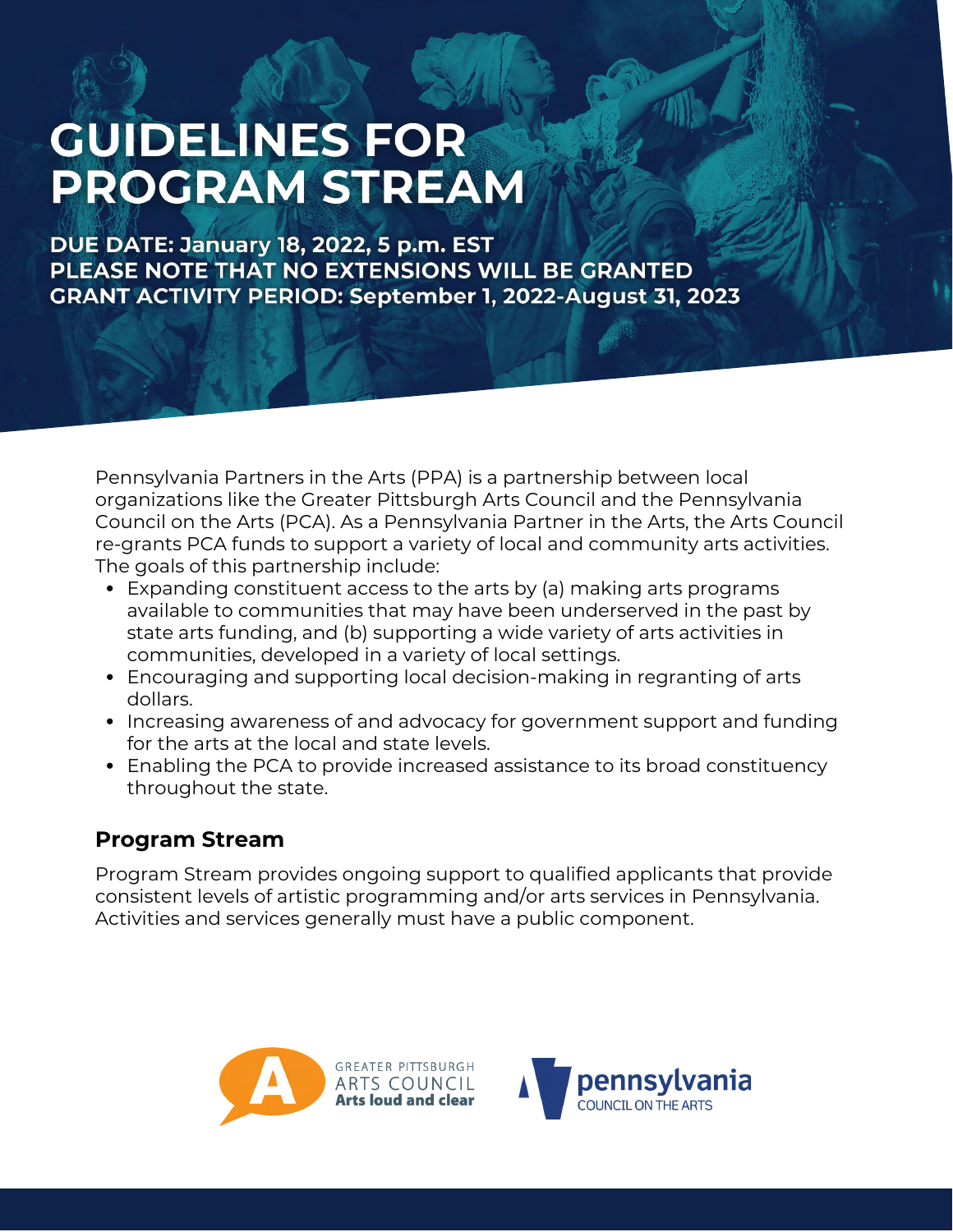# GUIDELINES FOR PROGRAM STREAM

**DUE DATE: January 18, 2022, 5 p.m. EST**
**PLEASE NOTE THAT NO EXTENSIONS WILL BE GRANTED**
**GRANT ACTIVITY PERIOD: September 1, 2022-August 31, 2023**

Pennsylvania Partners in the Arts (PPA) is a partnership between local organizations like the Greater Pittsburgh Arts Council and the Pennsylvania Council on the Arts (PCA). As a Pennsylvania Partner in the Arts, the Arts Council re-grants PCA funds to support a variety of local and community arts activities. The goals of this partnership include:

- Expanding constituent access to the arts by (a) making arts programs available to communities that may have been underserved in the past by state arts funding, and (b) supporting a wide variety of arts activities in communities, developed in a variety of local settings.
- Encouraging and supporting local decision-making in regranting of arts dollars.
- Increasing awareness of and advocacy for government support and funding for the arts at the local and state levels.
- Enabling the PCA to provide increased assistance to its broad constituency throughout the state.

## Program Stream

Program Stream provides ongoing support to qualified applicants that provide consistent levels of artistic programming and/or arts services in Pennsylvania. Activities and services generally must have a public component.

GREATER PITTSBURGH ARTS COUNCIL
**Arts loud and clear**

pennsylvania
COUNCIL ON THE ARTS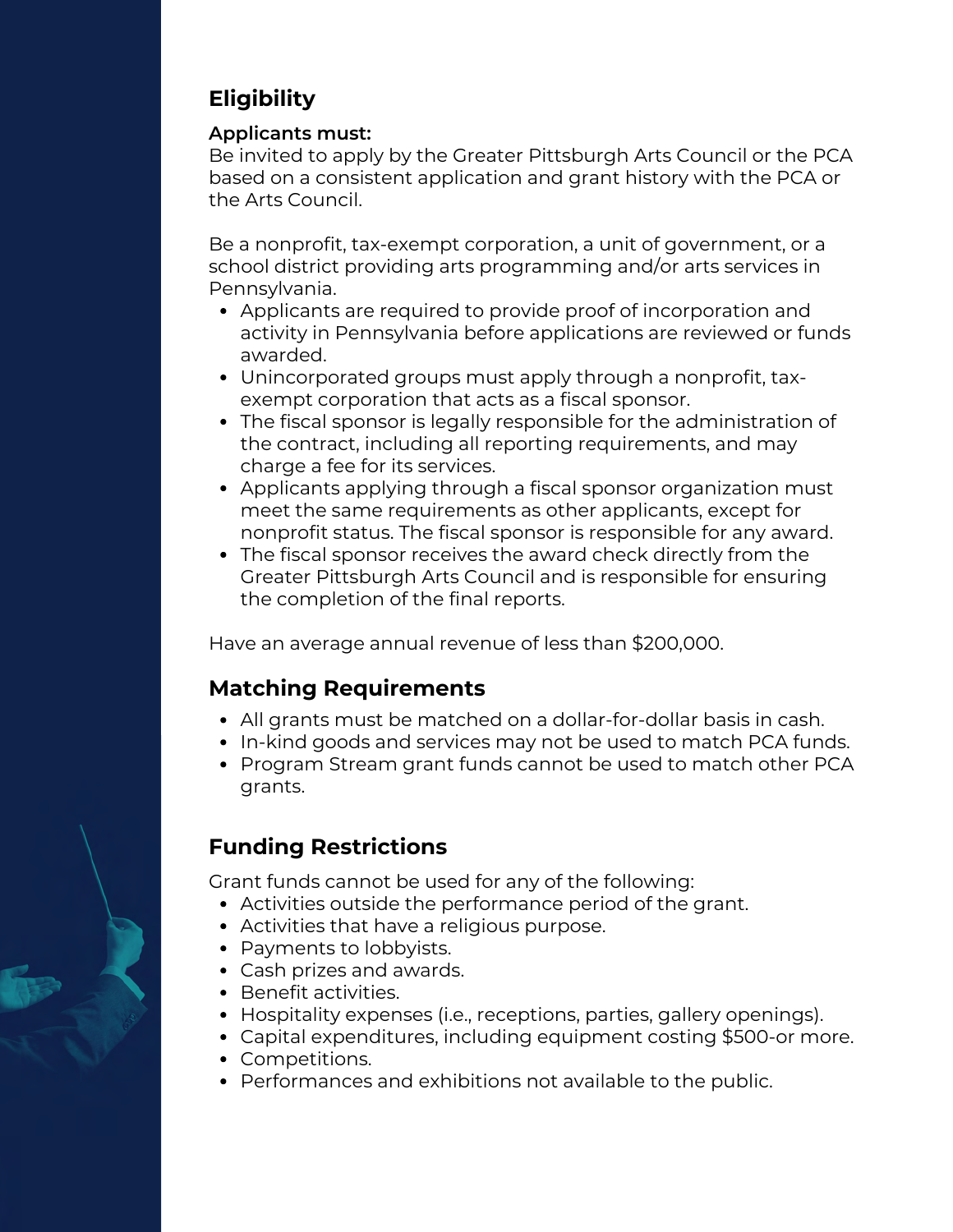## Eligibility

**Applicants must:**

Be invited to apply by the Greater Pittsburgh Arts Council or the PCA based on a consistent application and grant history with the PCA or the Arts Council.

Be a nonprofit, tax-exempt corporation, a unit of government, or a school district providing arts programming and/or arts services in Pennsylvania.

- Applicants are required to provide proof of incorporation and activity in Pennsylvania before applications are reviewed or funds awarded.
- Unincorporated groups must apply through a nonprofit, tax-exempt corporation that acts as a fiscal sponsor.
- The fiscal sponsor is legally responsible for the administration of the contract, including all reporting requirements, and may charge a fee for its services.
- Applicants applying through a fiscal sponsor organization must meet the same requirements as other applicants, except for nonprofit status. The fiscal sponsor is responsible for any award.
- The fiscal sponsor receives the award check directly from the Greater Pittsburgh Arts Council and is responsible for ensuring the completion of the final reports.

Have an average annual revenue of less than $200,000.

## Matching Requirements

- All grants must be matched on a dollar-for-dollar basis in cash.
- In-kind goods and services may not be used to match PCA funds.
- Program Stream grant funds cannot be used to match other PCA grants.

## Funding Restrictions

Grant funds cannot be used for any of the following:

- Activities outside the performance period of the grant.
- Activities that have a religious purpose.
- Payments to lobbyists.
- Cash prizes and awards.
- Benefit activities.
- Hospitality expenses (i.e., receptions, parties, gallery openings).
- Capital expenditures, including equipment costing $500-or more.
- Competitions.
- Performances and exhibitions not available to the public.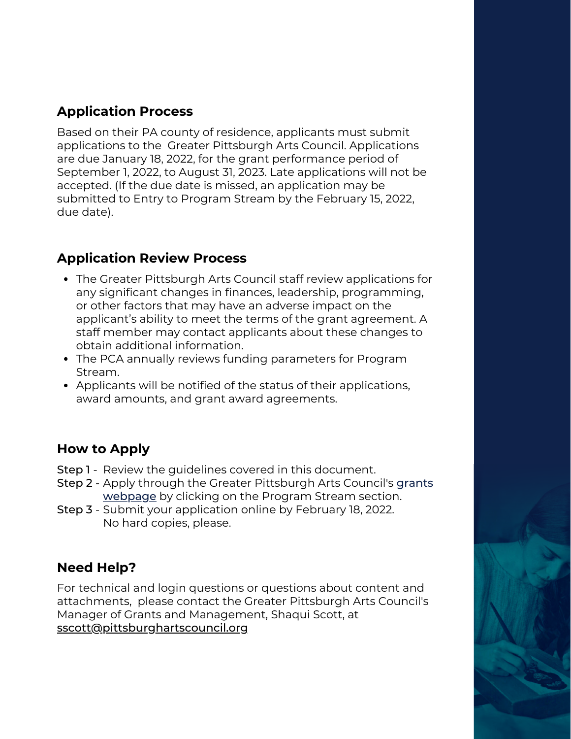## Application Process

Based on their PA county of residence, applicants must submit applications to the Greater Pittsburgh Arts Council. Applications are due January 18, 2022, for the grant performance period of September 1, 2022, to August 31, 2023. Late applications will not be accepted. (If the due date is missed, an application may be submitted to Entry to Program Stream by the February 15, 2022, due date).

## Application Review Process

- The Greater Pittsburgh Arts Council staff review applications for any significant changes in finances, leadership, programming, or other factors that may have an adverse impact on the applicant's ability to meet the terms of the grant agreement. A staff member may contact applicants about these changes to obtain additional information.
- The PCA annually reviews funding parameters for Program Stream.
- Applicants will be notified of the status of their applications, award amounts, and grant award agreements.

## How to Apply

**Step 1** - Review the guidelines covered in this document.
**Step 2** - Apply through the Greater Pittsburgh Arts Council's grants webpage by clicking on the Program Stream section.
**Step 3** - Submit your application online by February 18, 2022. No hard copies, please.

## Need Help?

For technical and login questions or questions about content and attachments, please contact the Greater Pittsburgh Arts Council's Manager of Grants and Management, Shaqui Scott, at sscott@pittsburghartscouncil.org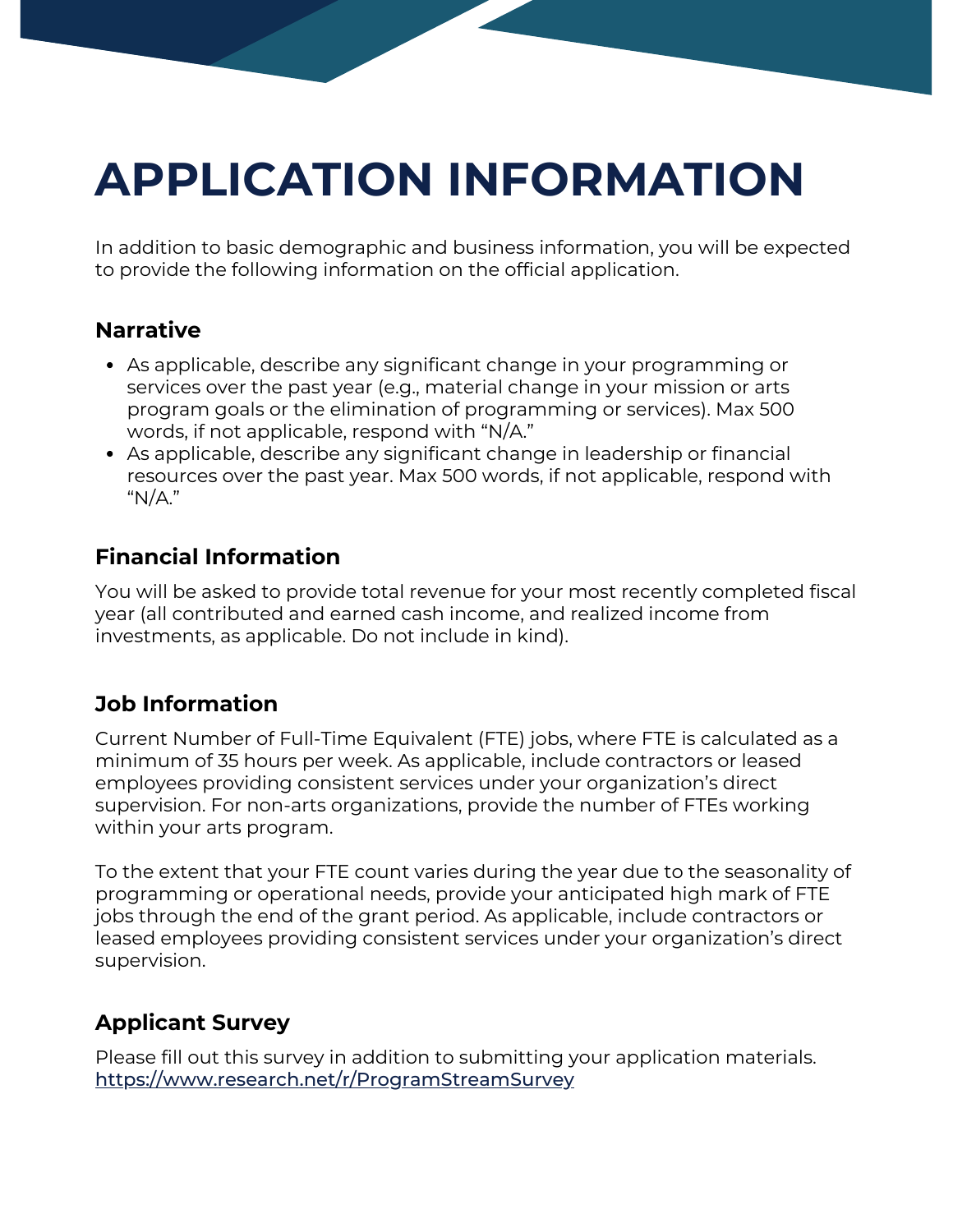# APPLICATION INFORMATION

In addition to basic demographic and business information, you will be expected to provide the following information on the official application.

## Narrative

- As applicable, describe any significant change in your programming or services over the past year (e.g., material change in your mission or arts program goals or the elimination of programming or services). Max 500 words, if not applicable, respond with "N/A."
- As applicable, describe any significant change in leadership or financial resources over the past year. Max 500 words, if not applicable, respond with "N/A."

## Financial Information

You will be asked to provide total revenue for your most recently completed fiscal year (all contributed and earned cash income, and realized income from investments, as applicable. Do not include in kind).

## Job Information

Current Number of Full-Time Equivalent (FTE) jobs, where FTE is calculated as a minimum of 35 hours per week. As applicable, include contractors or leased employees providing consistent services under your organization's direct supervision. For non-arts organizations, provide the number of FTEs working within your arts program.

To the extent that your FTE count varies during the year due to the seasonality of programming or operational needs, provide your anticipated high mark of FTE jobs through the end of the grant period. As applicable, include contractors or leased employees providing consistent services under your organization's direct supervision.

## Applicant Survey

Please fill out this survey in addition to submitting your application materials.
[https://www.research.net/r/ProgramStreamSurvey](https://www.research.net/r/ProgramStreamSurvey)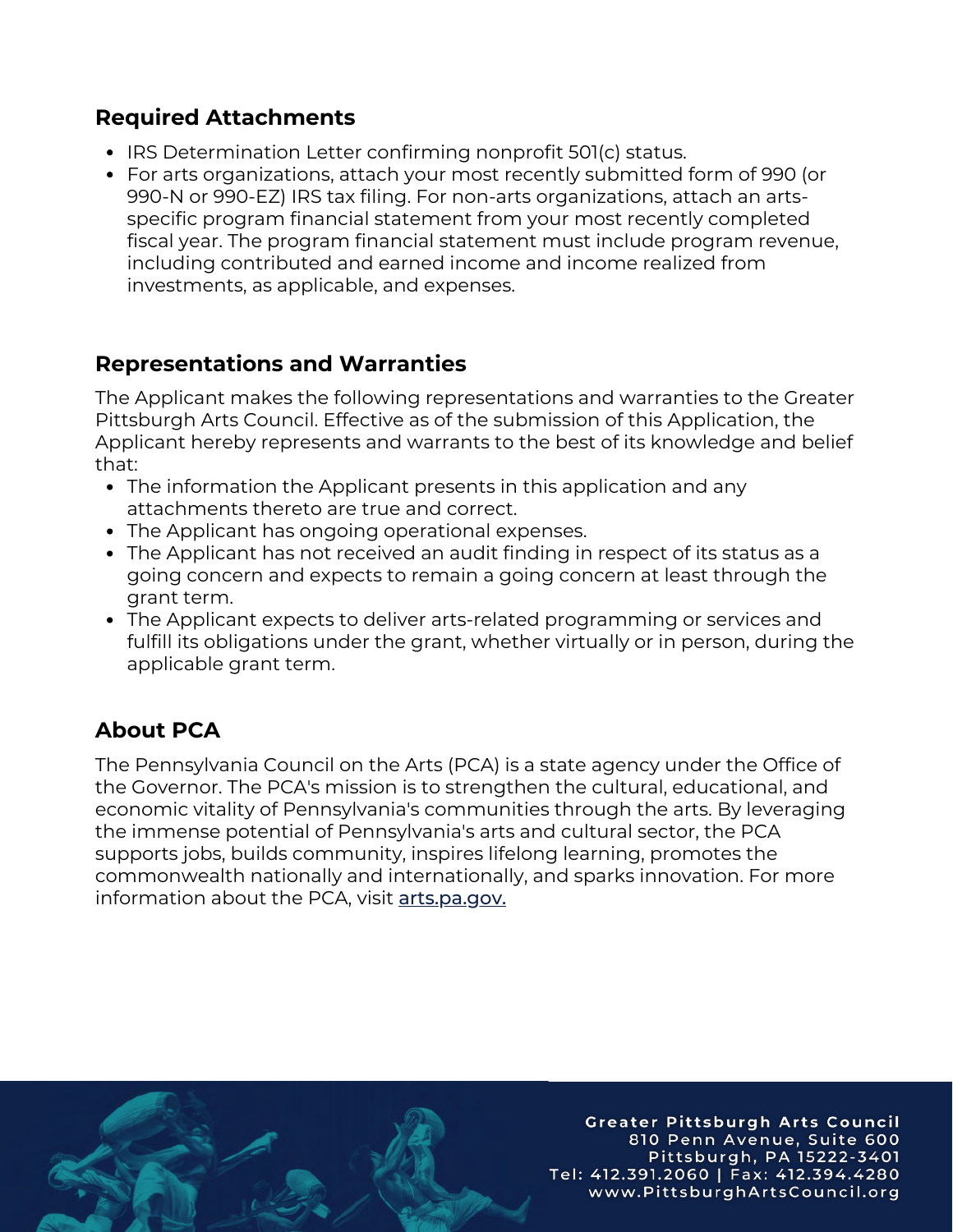## Required Attachments

- IRS Determination Letter confirming nonprofit 501(c) status.
- For arts organizations, attach your most recently submitted form of 990 (or 990-N or 990-EZ) IRS tax filing. For non-arts organizations, attach an arts-specific program financial statement from your most recently completed fiscal year. The program financial statement must include program revenue, including contributed and earned income and income realized from investments, as applicable, and expenses.

## Representations and Warranties

The Applicant makes the following representations and warranties to the Greater Pittsburgh Arts Council. Effective as of the submission of this Application, the Applicant hereby represents and warrants to the best of its knowledge and belief that:

- The information the Applicant presents in this application and any attachments thereto are true and correct.
- The Applicant has ongoing operational expenses.
- The Applicant has not received an audit finding in respect of its status as a going concern and expects to remain a going concern at least through the grant term.
- The Applicant expects to deliver arts-related programming or services and fulfill its obligations under the grant, whether virtually or in person, during the applicable grant term.

## About PCA

The Pennsylvania Council on the Arts (PCA) is a state agency under the Office of the Governor. The PCA's mission is to strengthen the cultural, educational, and economic vitality of Pennsylvania's communities through the arts. By leveraging the immense potential of Pennsylvania's arts and cultural sector, the PCA supports jobs, builds community, inspires lifelong learning, promotes the commonwealth nationally and internationally, and sparks innovation. For more information about the PCA, visit [arts.pa.gov.](https://arts.pa.gov)

**Greater Pittsburgh Arts Council**
810 Penn Avenue, Suite 600
Pittsburgh, PA 15222-3401
Tel: 412.391.2060 | Fax: 412.394.4280
www.PittsburghArtsCouncil.org